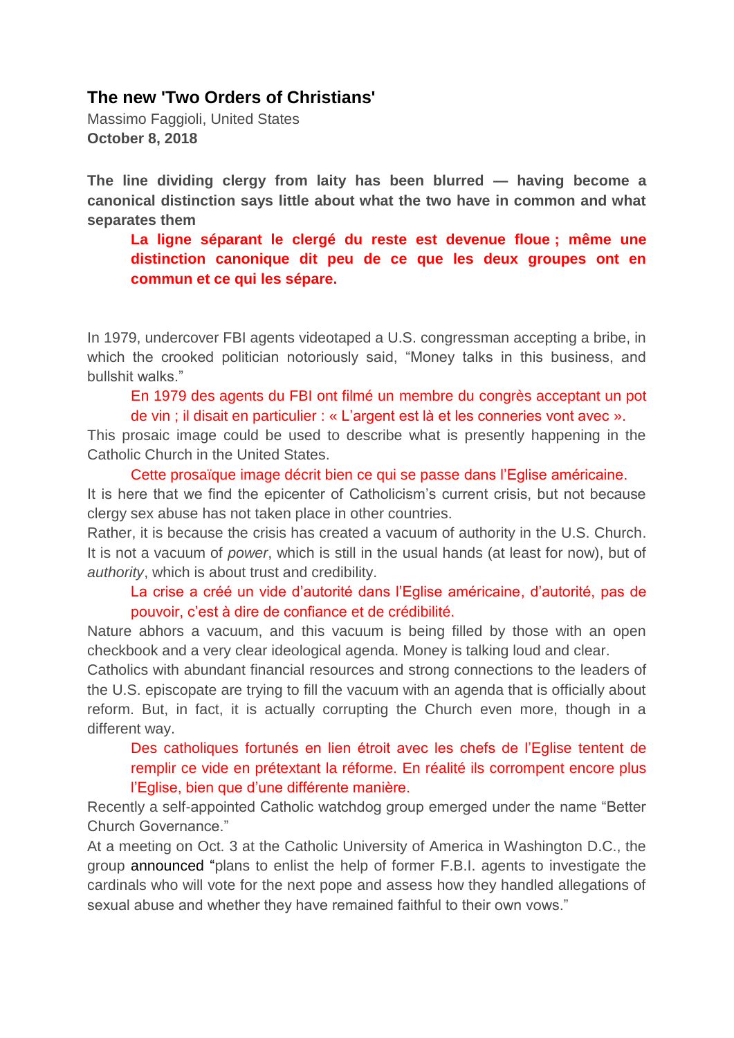## The new 'Two Orders of Christians'

Massimo Faggioli, United States
**October 8, 2018**

**The line dividing clergy from laity has been blurred — having become a canonical distinction says little about what the two have in common and what separates them**

> **La ligne séparant le clergé du reste est devenue floue ; même une distinction canonique dit peu de ce que les deux groupes ont en commun et ce qui les sépare.**

In 1979, undercover FBI agents videotaped a U.S. congressman accepting a bribe, in which the crooked politician notoriously said, "Money talks in this business, and bullshit walks."

> En 1979 des agents du FBI ont filmé un membre du congrès acceptant un pot de vin ; il disait en particulier : « L'argent est là et les conneries vont avec ».

This prosaic image could be used to describe what is presently happening in the Catholic Church in the United States.

> Cette prosaïque image décrit bien ce qui se passe dans l'Eglise américaine.

It is here that we find the epicenter of Catholicism's current crisis, but not because clergy sex abuse has not taken place in other countries.

Rather, it is because the crisis has created a vacuum of authority in the U.S. Church. It is not a vacuum of *power*, which is still in the usual hands (at least for now), but of *authority*, which is about trust and credibility.

> La crise a créé un vide d'autorité dans l'Eglise américaine, d'autorité, pas de pouvoir, c'est à dire de confiance et de crédibilité.

Nature abhors a vacuum, and this vacuum is being filled by those with an open checkbook and a very clear ideological agenda. Money is talking loud and clear.

Catholics with abundant financial resources and strong connections to the leaders of the U.S. episcopate are trying to fill the vacuum with an agenda that is officially about reform. But, in fact, it is actually corrupting the Church even more, though in a different way.

> Des catholiques fortunés en lien étroit avec les chefs de l'Eglise tentent de remplir ce vide en prétextant la réforme. En réalité ils corrompent encore plus l'Eglise, bien que d'une différente manière.

Recently a self-appointed Catholic watchdog group emerged under the name "Better Church Governance."

At a meeting on Oct. 3 at the Catholic University of America in Washington D.C., the group announced "plans to enlist the help of former F.B.I. agents to investigate the cardinals who will vote for the next pope and assess how they handled allegations of sexual abuse and whether they have remained faithful to their own vows."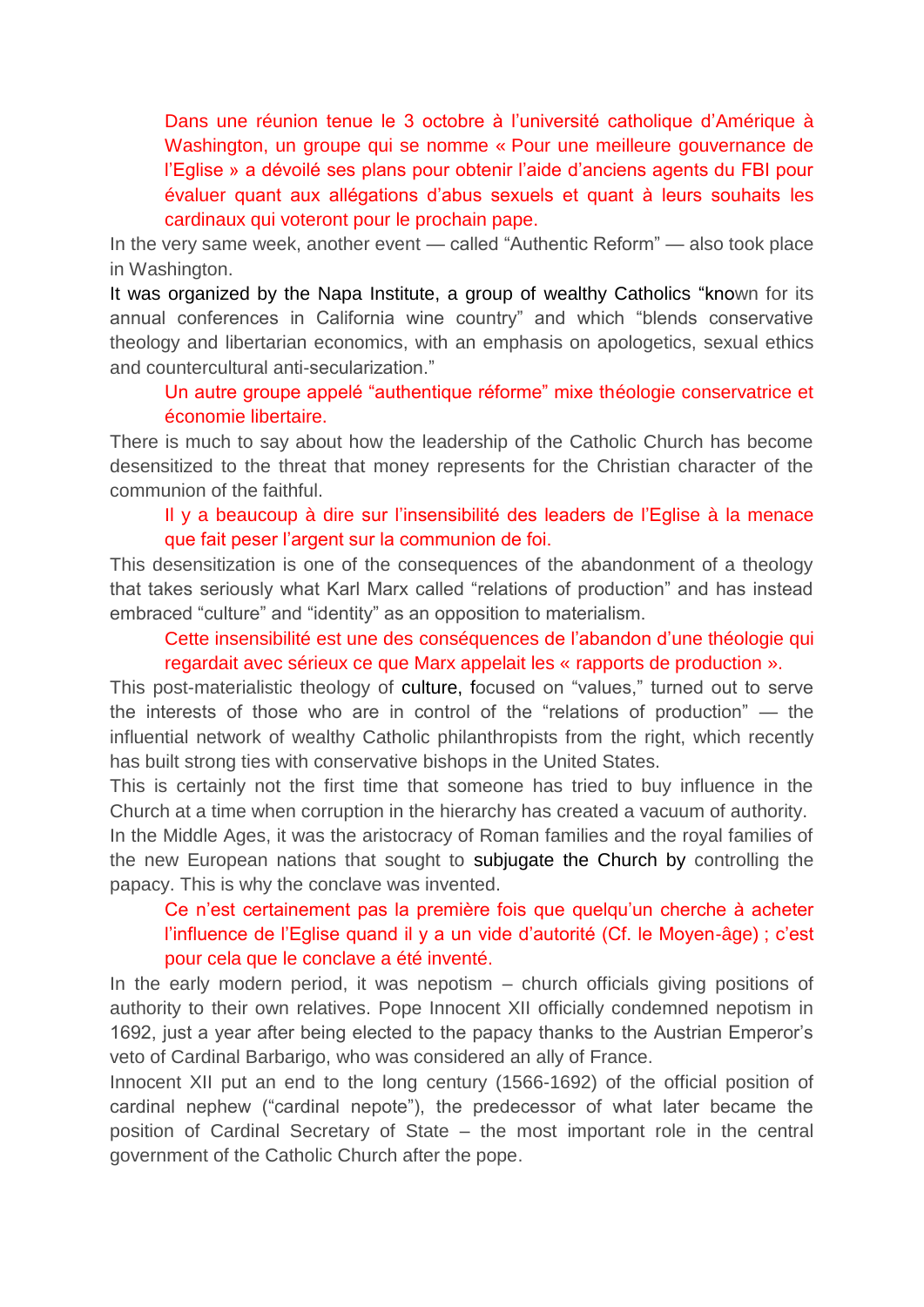Dans une réunion tenue le 3 octobre à l'université catholique d'Amérique à Washington, un groupe qui se nomme « Pour une meilleure gouvernance de l'Eglise » a dévoilé ses plans pour obtenir l'aide d'anciens agents du FBI pour évaluer quant aux allégations d'abus sexuels et quant à leurs souhaits les cardinaux qui voteront pour le prochain pape.

In the very same week, another event — called "Authentic Reform" — also took place in Washington.

It was organized by the Napa Institute, a group of wealthy Catholics "known for its annual conferences in California wine country" and which "blends conservative theology and libertarian economics, with an emphasis on apologetics, sexual ethics and countercultural anti-secularization."

Un autre groupe appelé "authentique réforme" mixe théologie conservatrice et économie libertaire.

There is much to say about how the leadership of the Catholic Church has become desensitized to the threat that money represents for the Christian character of the communion of the faithful.

Il y a beaucoup à dire sur l'insensibilité des leaders de l'Eglise à la menace que fait peser l'argent sur la communion de foi.

This desensitization is one of the consequences of the abandonment of a theology that takes seriously what Karl Marx called "relations of production" and has instead embraced "culture" and "identity" as an opposition to materialism.

Cette insensibilité est une des conséquences de l'abandon d'une théologie qui regardait avec sérieux ce que Marx appelait les « rapports de production ».

This post-materialistic theology of culture, focused on "values," turned out to serve the interests of those who are in control of the "relations of production" — the influential network of wealthy Catholic philanthropists from the right, which recently has built strong ties with conservative bishops in the United States.

This is certainly not the first time that someone has tried to buy influence in the Church at a time when corruption in the hierarchy has created a vacuum of authority.

In the Middle Ages, it was the aristocracy of Roman families and the royal families of the new European nations that sought to subjugate the Church by controlling the papacy. This is why the conclave was invented.

Ce n'est certainement pas la première fois que quelqu'un cherche à acheter l'influence de l'Eglise quand il y a un vide d'autorité (Cf. le Moyen-âge) ; c'est pour cela que le conclave a été inventé.

In the early modern period, it was nepotism – church officials giving positions of authority to their own relatives. Pope Innocent XII officially condemned nepotism in 1692, just a year after being elected to the papacy thanks to the Austrian Emperor's veto of Cardinal Barbarigo, who was considered an ally of France.

Innocent XII put an end to the long century (1566-1692) of the official position of cardinal nephew ("cardinal nepote"), the predecessor of what later became the position of Cardinal Secretary of State – the most important role in the central government of the Catholic Church after the pope.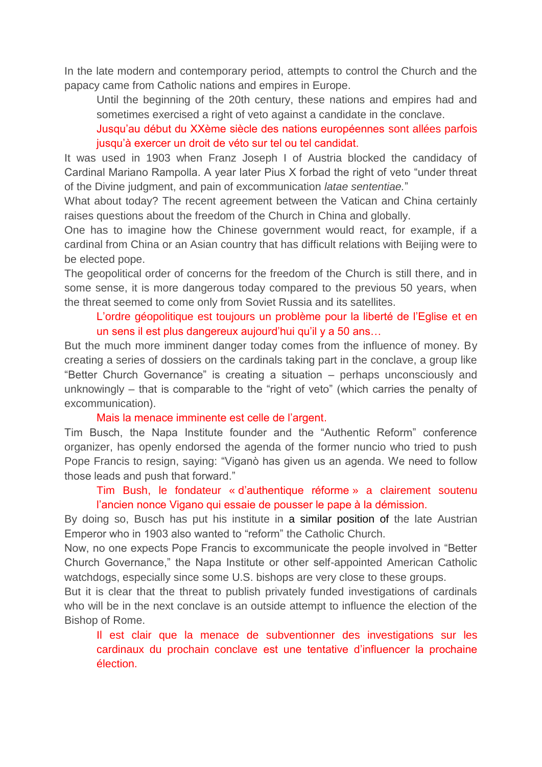In the late modern and contemporary period, attempts to control the Church and the papacy came from Catholic nations and empires in Europe.

> Until the beginning of the 20th century, these nations and empires had and sometimes exercised a right of veto against a candidate in the conclave.
>
> Jusqu'au début du XXème siècle des nations européennes sont allées parfois jusqu'à exercer un droit de véto sur tel ou tel candidat.

It was used in 1903 when Franz Joseph I of Austria blocked the candidacy of Cardinal Mariano Rampolla. A year later Pius X forbad the right of veto "under threat of the Divine judgment, and pain of excommunication *latae sententiae.*"

What about today? The recent agreement between the Vatican and China certainly raises questions about the freedom of the Church in China and globally.

One has to imagine how the Chinese government would react, for example, if a cardinal from China or an Asian country that has difficult relations with Beijing were to be elected pope.

The geopolitical order of concerns for the freedom of the Church is still there, and in some sense, it is more dangerous today compared to the previous 50 years, when the threat seemed to come only from Soviet Russia and its satellites.

> L'ordre géopolitique est toujours un problème pour la liberté de l'Eglise et en un sens il est plus dangereux aujourd'hui qu'il y a 50 ans…

But the much more imminent danger today comes from the influence of money. By creating a series of dossiers on the cardinals taking part in the conclave, a group like "Better Church Governance" is creating a situation – perhaps unconsciously and unknowingly – that is comparable to the "right of veto" (which carries the penalty of excommunication).

> Mais la menace imminente est celle de l'argent.

Tim Busch, the Napa Institute founder and the "Authentic Reform" conference organizer, has openly endorsed the agenda of the former nuncio who tried to push Pope Francis to resign, saying: "Viganò has given us an agenda. We need to follow those leads and push that forward."

> Tim Bush, le fondateur « d'authentique réforme » a clairement soutenu l'ancien nonce Vigano qui essaie de pousser le pape à la démission.

By doing so, Busch has put his institute in a similar position of the late Austrian Emperor who in 1903 also wanted to "reform" the Catholic Church.

Now, no one expects Pope Francis to excommunicate the people involved in "Better Church Governance," the Napa Institute or other self-appointed American Catholic watchdogs, especially since some U.S. bishops are very close to these groups.

But it is clear that the threat to publish privately funded investigations of cardinals who will be in the next conclave is an outside attempt to influence the election of the Bishop of Rome.

> Il est clair que la menace de subventionner des investigations sur les cardinaux du prochain conclave est une tentative d'influencer la prochaine élection.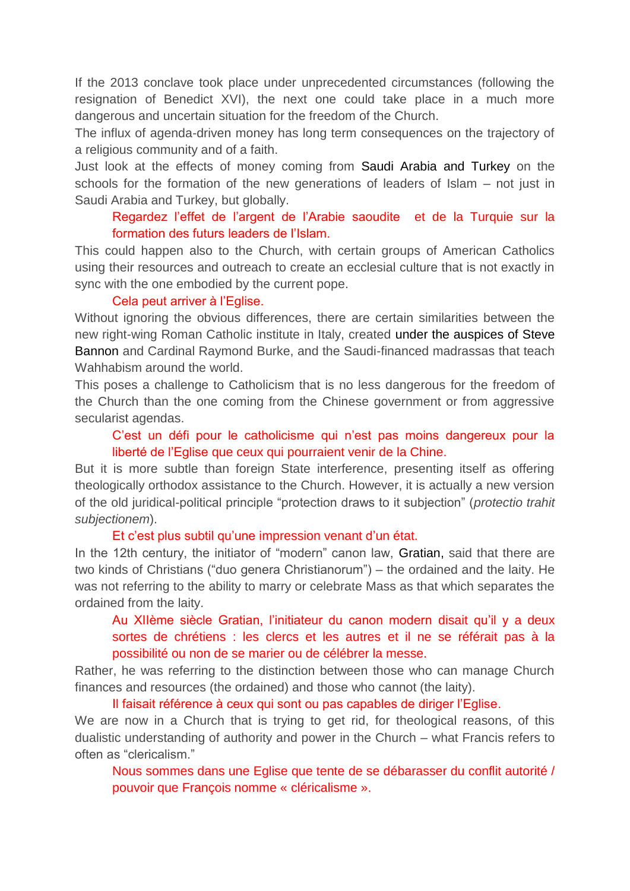If the 2013 conclave took place under unprecedented circumstances (following the resignation of Benedict XVI), the next one could take place in a much more dangerous and uncertain situation for the freedom of the Church.

The influx of agenda-driven money has long term consequences on the trajectory of a religious community and of a faith.

Just look at the effects of money coming from Saudi Arabia and Turkey on the schools for the formation of the new generations of leaders of Islam – not just in Saudi Arabia and Turkey, but globally.

> Regardez l'effet de l'argent de l'Arabie saoudite et de la Turquie sur la formation des futurs leaders de l'Islam.

This could happen also to the Church, with certain groups of American Catholics using their resources and outreach to create an ecclesial culture that is not exactly in sync with the one embodied by the current pope.

> Cela peut arriver à l'Eglise.

Without ignoring the obvious differences, there are certain similarities between the new right-wing Roman Catholic institute in Italy, created under the auspices of Steve Bannon and Cardinal Raymond Burke, and the Saudi-financed madrassas that teach Wahhabism around the world.

This poses a challenge to Catholicism that is no less dangerous for the freedom of the Church than the one coming from the Chinese government or from aggressive secularist agendas.

> C'est un défi pour le catholicisme qui n'est pas moins dangereux pour la liberté de l'Eglise que ceux qui pourraient venir de la Chine.

But it is more subtle than foreign State interference, presenting itself as offering theologically orthodox assistance to the Church. However, it is actually a new version of the old juridical-political principle "protection draws to it subjection" (*protectio trahit subjectionem*).

> Et c'est plus subtil qu'une impression venant d'un état.

In the 12th century, the initiator of "modern" canon law, Gratian, said that there are two kinds of Christians ("duo genera Christianorum") – the ordained and the laity. He was not referring to the ability to marry or celebrate Mass as that which separates the ordained from the laity.

> Au XIIème siècle Gratian, l'initiateur du canon modern disait qu'il y a deux sortes de chrétiens : les clercs et les autres et il ne se référait pas à la possibilité ou non de se marier ou de célébrer la messe.

Rather, he was referring to the distinction between those who can manage Church finances and resources (the ordained) and those who cannot (the laity).

> Il faisait référence à ceux qui sont ou pas capables de diriger l'Eglise.

We are now in a Church that is trying to get rid, for theological reasons, of this dualistic understanding of authority and power in the Church – what Francis refers to often as "clericalism."

> Nous sommes dans une Eglise que tente de se débarasser du conflit autorité / pouvoir que François nomme « cléricalisme ».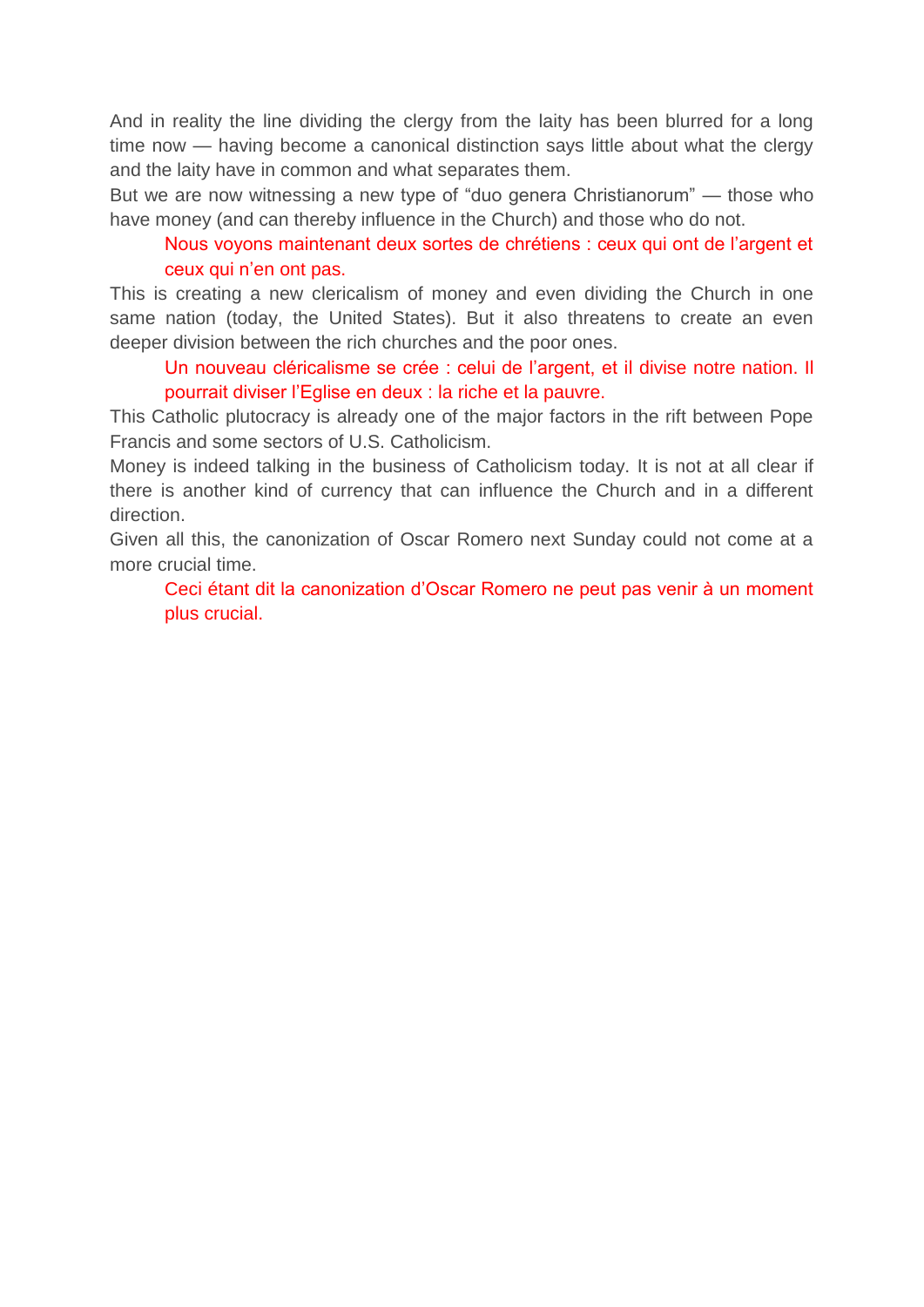And in reality the line dividing the clergy from the laity has been blurred for a long time now — having become a canonical distinction says little about what the clergy and the laity have in common and what separates them.

But we are now witnessing a new type of "duo genera Christianorum" — those who have money (and can thereby influence in the Church) and those who do not.

> Nous voyons maintenant deux sortes de chrétiens : ceux qui ont de l'argent et ceux qui n'en ont pas.

This is creating a new clericalism of money and even dividing the Church in one same nation (today, the United States). But it also threatens to create an even deeper division between the rich churches and the poor ones.

> Un nouveau cléricalisme se crée : celui de l'argent, et il divise notre nation. Il pourrait diviser l'Eglise en deux : la riche et la pauvre.

This Catholic plutocracy is already one of the major factors in the rift between Pope Francis and some sectors of U.S. Catholicism.

Money is indeed talking in the business of Catholicism today. It is not at all clear if there is another kind of currency that can influence the Church and in a different direction.

Given all this, the canonization of Oscar Romero next Sunday could not come at a more crucial time.

> Ceci étant dit la canonization d'Oscar Romero ne peut pas venir à un moment plus crucial.